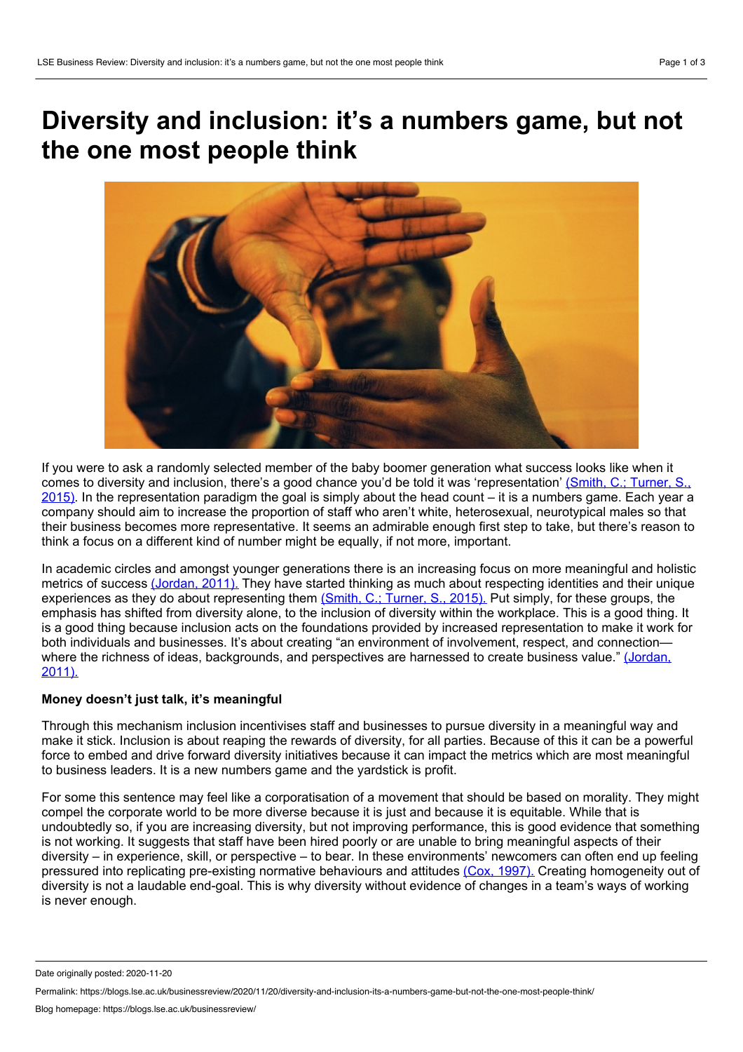# Diversity and inclusion: it's a numbers game, but not the one most people think

If you were to ask a randomly selected member of the baby boomer generation what success looks like when it comes to diversity and inclusion, there's a good chance you'd be told it was 'representation' (Smith, C.; Turner, S., 2015). In the representation paradigm the goal is simply about the head count – it is a numbers game. Each year a company should aim to increase the proportion of staff who aren't white, heterosexual, neurotypical males so that their business becomes more representative. It seems an admirable enough first step to take, but there's reason to think a focus on a different kind of number might be equally, if not more, important.

In academic circles and amongst younger generations there is an increasing focus on more meaningful and holistic metrics of success (Jordan, 2011). They have started thinking as much about respecting identities and their unique experiences as they do about representing them (Smith, C.; Turner, S., 2015). Put simply, for these groups, the emphasis has shifted from diversity alone, to the inclusion of diversity within the workplace. This is a good thing. It is a good thing because inclusion acts on the foundations provided by increased representation to make it work for both individuals and businesses. It's about creating "an environment of involvement, respect, and connection—where the richness of ideas, backgrounds, and perspectives are harnessed to create business value." (Jordan, 2011).

**Money doesn't just talk, it's meaningful**

Through this mechanism inclusion incentivises staff and businesses to pursue diversity in a meaningful way and make it stick. Inclusion is about reaping the rewards of diversity, for all parties. Because of this it can be a powerful force to embed and drive forward diversity initiatives because it can impact the metrics which are most meaningful to business leaders. It is a new numbers game and the yardstick is profit.

For some this sentence may feel like a corporatisation of a movement that should be based on morality. They might compel the corporate world to be more diverse because it is just and because it is equitable. While that is undoubtedly so, if you are increasing diversity, but not improving performance, this is good evidence that something is not working. It suggests that staff have been hired poorly or are unable to bring meaningful aspects of their diversity – in experience, skill, or perspective – to bear. In these environments' newcomers can often end up feeling pressured into replicating pre-existing normative behaviours and attitudes (Cox, 1997). Creating homogeneity out of diversity is not a laudable end-goal. This is why diversity without evidence of changes in a team's ways of working is never enough.

Date originally posted: 2020-11-20

Permalink: https://blogs.lse.ac.uk/businessreview/2020/11/20/diversity-and-inclusion-its-a-numbers-game-but-not-the-one-most-people-think/

Blog homepage: https://blogs.lse.ac.uk/businessreview/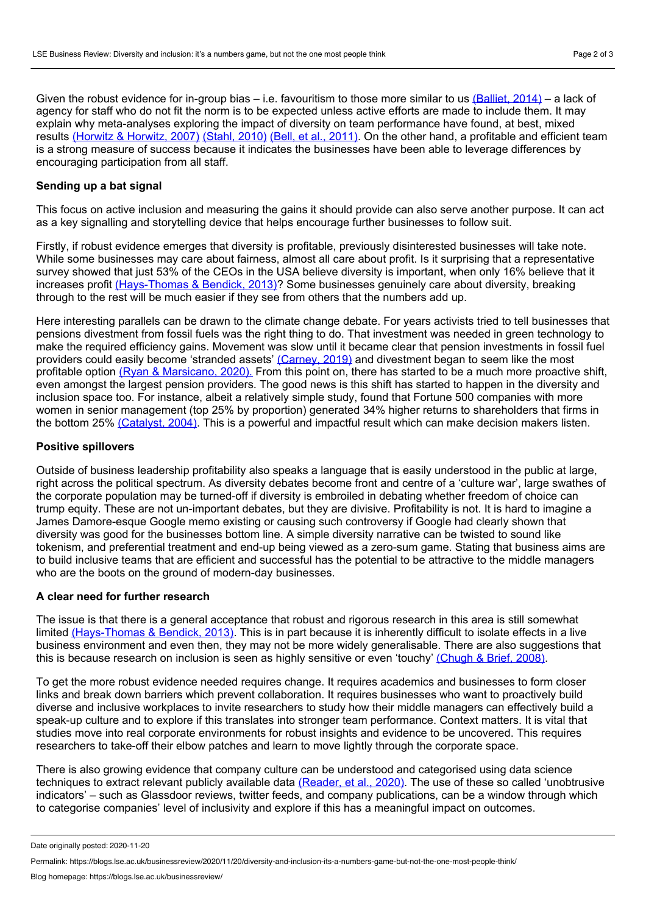Given the robust evidence for in-group bias – i.e. favouritism to those more similar to us (Balliet, 2014) – a lack of agency for staff who do not fit the norm is to be expected unless active efforts are made to include them. It may explain why meta-analyses exploring the impact of diversity on team performance have found, at best, mixed results (Horwitz & Horwitz, 2007) (Stahl, 2010) (Bell, et al., 2011). On the other hand, a profitable and efficient team is a strong measure of success because it indicates the businesses have been able to leverage differences by encouraging participation from all staff.

**Sending up a bat signal**

This focus on active inclusion and measuring the gains it should provide can also serve another purpose. It can act as a key signalling and storytelling device that helps encourage further businesses to follow suit.

Firstly, if robust evidence emerges that diversity is profitable, previously disinterested businesses will take note. While some businesses may care about fairness, almost all care about profit. Is it surprising that a representative survey showed that just 53% of the CEOs in the USA believe diversity is important, when only 16% believe that it increases profit (Hays-Thomas & Bendick, 2013)? Some businesses genuinely care about diversity, breaking through to the rest will be much easier if they see from others that the numbers add up.

Here interesting parallels can be drawn to the climate change debate. For years activists tried to tell businesses that pensions divestment from fossil fuels was the right thing to do. That investment was needed in green technology to make the required efficiency gains. Movement was slow until it became clear that pension investments in fossil fuel providers could easily become 'stranded assets' (Carney, 2019) and divestment began to seem like the most profitable option (Ryan & Marsicano, 2020). From this point on, there has started to be a much more proactive shift, even amongst the largest pension providers. The good news is this shift has started to happen in the diversity and inclusion space too. For instance, albeit a relatively simple study, found that Fortune 500 companies with more women in senior management (top 25% by proportion) generated 34% higher returns to shareholders that firms in the bottom 25% (Catalyst, 2004). This is a powerful and impactful result which can make decision makers listen.

**Positive spillovers**

Outside of business leadership profitability also speaks a language that is easily understood in the public at large, right across the political spectrum. As diversity debates become front and centre of a 'culture war', large swathes of the corporate population may be turned-off if diversity is embroiled in debating whether freedom of choice can trump equity. These are not un-important debates, but they are divisive. Profitability is not. It is hard to imagine a James Damore-esque Google memo existing or causing such controversy if Google had clearly shown that diversity was good for the businesses bottom line. A simple diversity narrative can be twisted to sound like tokenism, and preferential treatment and end-up being viewed as a zero-sum game. Stating that business aims are to build inclusive teams that are efficient and successful has the potential to be attractive to the middle managers who are the boots on the ground of modern-day businesses.

**A clear need for further research**

The issue is that there is a general acceptance that robust and rigorous research in this area is still somewhat limited (Hays-Thomas & Bendick, 2013). This is in part because it is inherently difficult to isolate effects in a live business environment and even then, they may not be more widely generalisable. There are also suggestions that this is because research on inclusion is seen as highly sensitive or even 'touchy' (Chugh & Brief, 2008).

To get the more robust evidence needed requires change. It requires academics and businesses to form closer links and break down barriers which prevent collaboration. It requires businesses who want to proactively build diverse and inclusive workplaces to invite researchers to study how their middle managers can effectively build a speak-up culture and to explore if this translates into stronger team performance. Context matters. It is vital that studies move into real corporate environments for robust insights and evidence to be uncovered. This requires researchers to take-off their elbow patches and learn to move lightly through the corporate space.

There is also growing evidence that company culture can be understood and categorised using data science techniques to extract relevant publicly available data (Reader, et al., 2020). The use of these so called 'unobtrusive indicators' – such as Glassdoor reviews, twitter feeds, and company publications, can be a window through which to categorise companies' level of inclusivity and explore if this has a meaningful impact on outcomes.

Date originally posted: 2020-11-20

Permalink: https://blogs.lse.ac.uk/businessreview/2020/11/20/diversity-and-inclusion-its-a-numbers-game-but-not-the-one-most-people-think/

Blog homepage: https://blogs.lse.ac.uk/businessreview/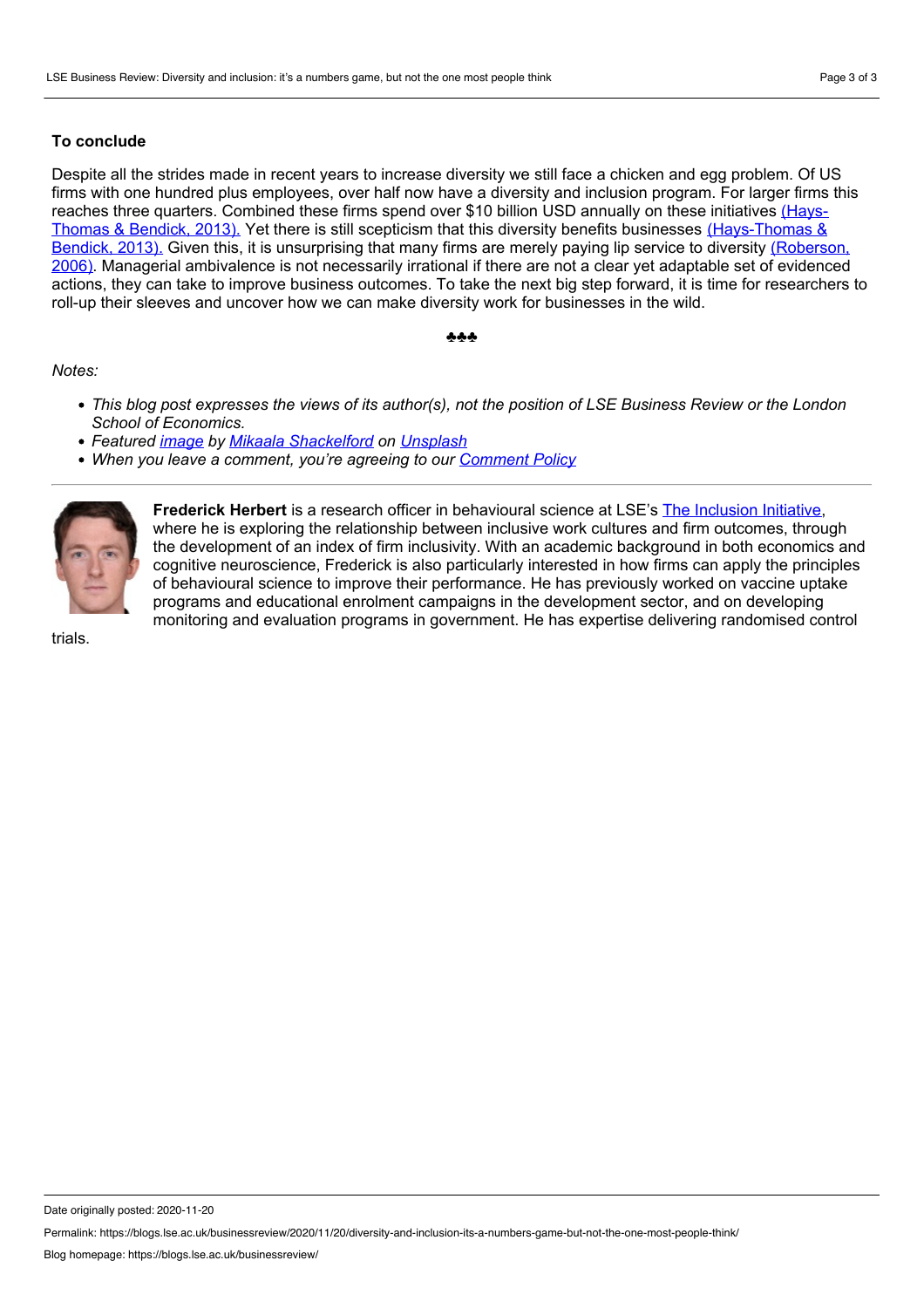### To conclude

Despite all the strides made in recent years to increase diversity we still face a chicken and egg problem. Of US firms with one hundred plus employees, over half now have a diversity and inclusion program. For larger firms this reaches three quarters. Combined these firms spend over $10 billion USD annually on these initiatives (Hays-Thomas & Bendick, 2013). Yet there is still scepticism that this diversity benefits businesses (Hays-Thomas & Bendick, 2013). Given this, it is unsurprising that many firms are merely paying lip service to diversity (Roberson, 2006). Managerial ambivalence is not necessarily irrational if there are not a clear yet adaptable set of evidenced actions, they can take to improve business outcomes. To take the next big step forward, it is time for researchers to roll-up their sleeves and uncover how we can make diversity work for businesses in the wild.

♣♣♣

*Notes:*

- *This blog post expresses the views of its author(s), not the position of LSE Business Review or the London School of Economics.*
- *Featured image by Mikaala Shackelford on Unsplash*
- *When you leave a comment, you're agreeing to our Comment Policy*

---

**Frederick Herbert** is a research officer in behavioural science at LSE's The Inclusion Initiative, where he is exploring the relationship between inclusive work cultures and firm outcomes, through the development of an index of firm inclusivity. With an academic background in both economics and cognitive neuroscience, Frederick is also particularly interested in how firms can apply the principles of behavioural science to improve their performance. He has previously worked on vaccine uptake programs and educational enrolment campaigns in the development sector, and on developing monitoring and evaluation programs in government. He has expertise delivering randomised control trials.

Date originally posted: 2020-11-20

Permalink: https://blogs.lse.ac.uk/businessreview/2020/11/20/diversity-and-inclusion-its-a-numbers-game-but-not-the-one-most-people-think/

Blog homepage: https://blogs.lse.ac.uk/businessreview/